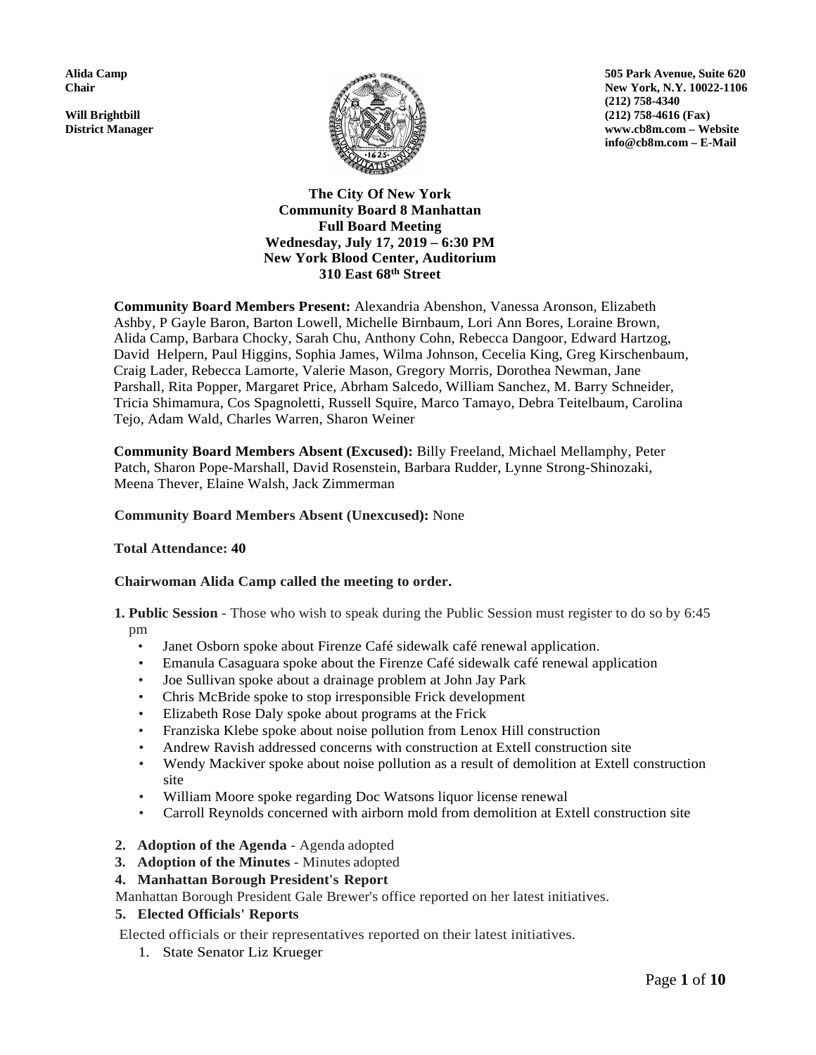**Alida Camp**
**Chair**

**Will Brightbill**
**District Manager**

**505 Park Avenue, Suite 620**
**New York, N.Y. 10022-1106**
**(212) 758-4340**
**(212) 758-4616 (Fax)**
**www.cb8m.com – Website**
**info@cb8m.com – E-Mail**

**The City Of New York**
**Community Board 8 Manhattan**
**Full Board Meeting**
**Wednesday, July 17, 2019 – 6:30 PM**
**New York Blood Center, Auditorium**
**310 East 68th Street**

**Community Board Members Present:** Alexandria Abenshon, Vanessa Aronson, Elizabeth Ashby, P Gayle Baron, Barton Lowell, Michelle Birnbaum, Lori Ann Bores, Loraine Brown, Alida Camp, Barbara Chocky, Sarah Chu, Anthony Cohn, Rebecca Dangoor, Edward Hartzog, David Helpern, Paul Higgins, Sophia James, Wilma Johnson, Cecelia King, Greg Kirschenbaum, Craig Lader, Rebecca Lamorte, Valerie Mason, Gregory Morris, Dorothea Newman, Jane Parshall, Rita Popper, Margaret Price, Abrham Salcedo, William Sanchez, M. Barry Schneider, Tricia Shimamura, Cos Spagnoletti, Russell Squire, Marco Tamayo, Debra Teitelbaum, Carolina Tejo, Adam Wald, Charles Warren, Sharon Weiner

**Community Board Members Absent (Excused):** Billy Freeland, Michael Mellamphy, Peter Patch, Sharon Pope-Marshall, David Rosenstein, Barbara Rudder, Lynne Strong-Shinozaki, Meena Thever, Elaine Walsh, Jack Zimmerman

**Community Board Members Absent (Unexcused):** None

**Total Attendance: 40**

**Chairwoman Alida Camp called the meeting to order.**

**1. Public Session** - Those who wish to speak during the Public Session must register to do so by 6:45 pm

- Janet Osborn spoke about Firenze Café sidewalk café renewal application.
- Emanula Casaguara spoke about the Firenze Café sidewalk café renewal application
- Joe Sullivan spoke about a drainage problem at John Jay Park
- Chris McBride spoke to stop irresponsible Frick development
- Elizabeth Rose Daly spoke about programs at the Frick
- Franziska Klebe spoke about noise pollution from Lenox Hill construction
- Andrew Ravish addressed concerns with construction at Extell construction site
- Wendy Mackiver spoke about noise pollution as a result of demolition at Extell construction site
- William Moore spoke regarding Doc Watsons liquor license renewal
- Carroll Reynolds concerned with airborn mold from demolition at Extell construction site

**2. Adoption of the Agenda** - Agenda adopted

**3. Adoption of the Minutes** - Minutes adopted

**4. Manhattan Borough President's Report**

Manhattan Borough President Gale Brewer's office reported on her latest initiatives.

**5. Elected Officials' Reports**

Elected officials or their representatives reported on their latest initiatives.

1. State Senator Liz Krueger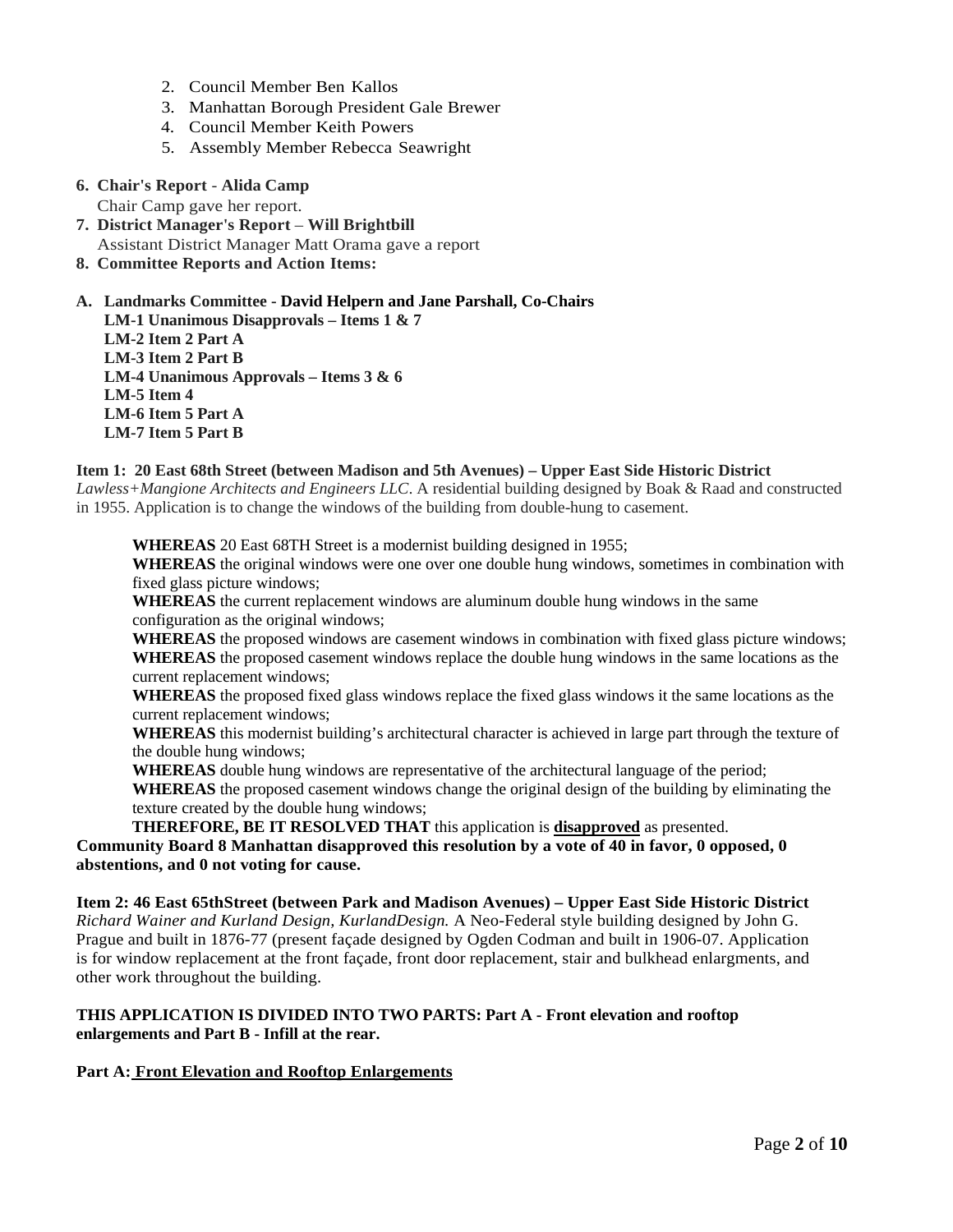2. Council Member Ben Kallos
3. Manhattan Borough President Gale Brewer
4. Council Member Keith Powers
5. Assembly Member Rebecca Seawright

**6. Chair's Report** - **Alida Camp**
Chair Camp gave her report.

**7. District Manager's Report** – **Will Brightbill**
Assistant District Manager Matt Orama gave a report

**8. Committee Reports and Action Items:**

**A. Landmarks Committee** - **David Helpern and Jane Parshall, Co-Chairs**
**LM-1 Unanimous Disapprovals – Items 1 & 7**
**LM-2 Item 2 Part A**
**LM-3 Item 2 Part B**
**LM-4 Unanimous Approvals – Items 3 & 6**
**LM-5 Item 4**
**LM-6 Item 5 Part A**
**LM-7 Item 5 Part B**

**Item 1: 20 East 68th Street (between Madison and 5th Avenues) – Upper East Side Historic District**
*Lawless+Mangione Architects and Engineers LLC*. A residential building designed by Boak & Raad and constructed in 1955. Application is to change the windows of the building from double-hung to casement.

**WHEREAS** 20 East 68TH Street is a modernist building designed in 1955;
**WHEREAS** the original windows were one over one double hung windows, sometimes in combination with fixed glass picture windows;
**WHEREAS** the current replacement windows are aluminum double hung windows in the same configuration as the original windows;
**WHEREAS** the proposed windows are casement windows in combination with fixed glass picture windows;
**WHEREAS** the proposed casement windows replace the double hung windows in the same locations as the current replacement windows;
**WHEREAS** the proposed fixed glass windows replace the fixed glass windows it the same locations as the current replacement windows;
**WHEREAS** this modernist building's architectural character is achieved in large part through the texture of the double hung windows;
**WHEREAS** double hung windows are representative of the architectural language of the period;
**WHEREAS** the proposed casement windows change the original design of the building by eliminating the texture created by the double hung windows;
**THEREFORE, BE IT RESOLVED THAT** this application is **<u>disapproved</u>** as presented.
**Community Board 8 Manhattan disapproved this resolution by a vote of 40 in favor, 0 opposed, 0 abstentions, and 0 not voting for cause.**

**Item 2: 46 East 65thStreet (between Park and Madison Avenues) – Upper East Side Historic District**
*Richard Wainer and Kurland Design, KurlandDesign.* A Neo-Federal style building designed by John G. Prague and built in 1876-77 (present façade designed by Ogden Codman and built in 1906-07. Application is for window replacement at the front façade, front door replacement, stair and bulkhead enlargments, and other work throughout the building.

**THIS APPLICATION IS DIVIDED INTO TWO PARTS: Part A - Front elevation and rooftop enlargements and Part B - Infill at the rear.**

**Part A: <u>Front Elevation and Rooftop Enlargements</u>**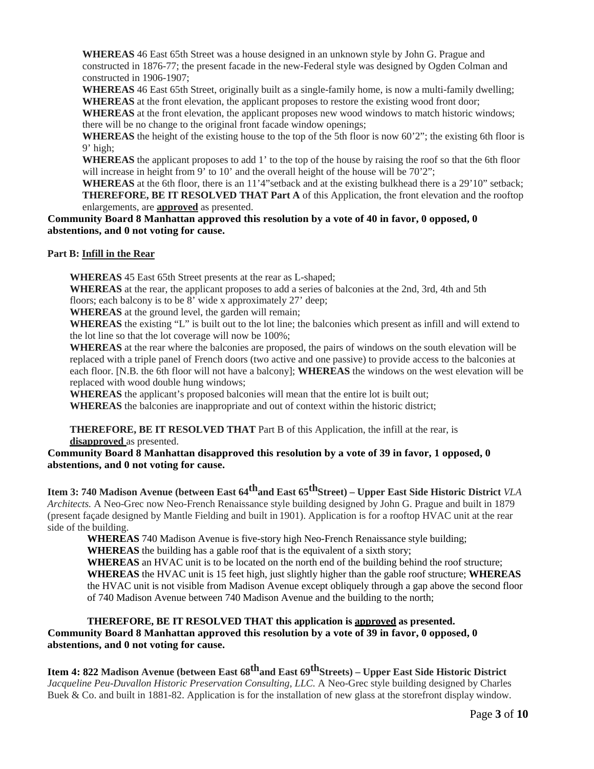**WHEREAS** 46 East 65th Street was a house designed in an unknown style by John G. Prague and constructed in 1876-77; the present facade in the new-Federal style was designed by Ogden Colman and constructed in 1906-1907;

**WHEREAS** 46 East 65th Street, originally built as a single-family home, is now a multi-family dwelling;

**WHEREAS** at the front elevation, the applicant proposes to restore the existing wood front door;

**WHEREAS** at the front elevation, the applicant proposes new wood windows to match historic windows; there will be no change to the original front facade window openings;

**WHEREAS** the height of the existing house to the top of the 5th floor is now 60'2"; the existing 6th floor is 9' high;

**WHEREAS** the applicant proposes to add 1' to the top of the house by raising the roof so that the 6th floor will increase in height from 9' to 10' and the overall height of the house will be 70'2";

**WHEREAS** at the 6th floor, there is an 11'4"setback and at the existing bulkhead there is a 29'10" setback;

**THEREFORE, BE IT RESOLVED THAT Part A** of this Application, the front elevation and the rooftop enlargements, are **approved** as presented.

**Community Board 8 Manhattan approved this resolution by a vote of 40 in favor, 0 opposed, 0 abstentions, and 0 not voting for cause.**

**Part B: Infill in the Rear**

**WHEREAS** 45 East 65th Street presents at the rear as L-shaped;

**WHEREAS** at the rear, the applicant proposes to add a series of balconies at the 2nd, 3rd, 4th and 5th floors; each balcony is to be 8' wide x approximately 27' deep;

**WHEREAS** at the ground level, the garden will remain;

**WHEREAS** the existing "L" is built out to the lot line; the balconies which present as infill and will extend to the lot line so that the lot coverage will now be 100%;

**WHEREAS** at the rear where the balconies are proposed, the pairs of windows on the south elevation will be replaced with a triple panel of French doors (two active and one passive) to provide access to the balconies at each floor. [N.B. the 6th floor will not have a balcony]; **WHEREAS** the windows on the west elevation will be replaced with wood double hung windows;

**WHEREAS** the applicant's proposed balconies will mean that the entire lot is built out;

**WHEREAS** the balconies are inappropriate and out of context within the historic district;

**THEREFORE, BE IT RESOLVED THAT** Part B of this Application, the infill at the rear, is **disapproved** as presented.

**Community Board 8 Manhattan disapproved this resolution by a vote of 39 in favor, 1 opposed, 0 abstentions, and 0 not voting for cause.**

**Item 3: 740 Madison Avenue (between East 64th and East 65th Street) – Upper East Side Historic District** *VLA Architects.* A Neo-Grec now Neo-French Renaissance style building designed by John G. Prague and built in 1879 (present façade designed by Mantle Fielding and built in 1901). Application is for a rooftop HVAC unit at the rear side of the building.

**WHEREAS** 740 Madison Avenue is five-story high Neo-French Renaissance style building;

**WHEREAS** the building has a gable roof that is the equivalent of a sixth story;

**WHEREAS** an HVAC unit is to be located on the north end of the building behind the roof structure;

**WHEREAS** the HVAC unit is 15 feet high, just slightly higher than the gable roof structure; **WHEREAS** the HVAC unit is not visible from Madison Avenue except obliquely through a gap above the second floor of 740 Madison Avenue between 740 Madison Avenue and the building to the north;

**THEREFORE, BE IT RESOLVED THAT this application is approved as presented.**

**Community Board 8 Manhattan approved this resolution by a vote of 39 in favor, 0 opposed, 0 abstentions, and 0 not voting for cause.**

**Item 4: 822 Madison Avenue (between East 68th and East 69th Streets) – Upper East Side Historic District** *Jacqueline Peu-Duvallon Historic Preservation Consulting, LLC.* A Neo-Grec style building designed by Charles Buek & Co. and built in 1881-82. Application is for the installation of new glass at the storefront display window.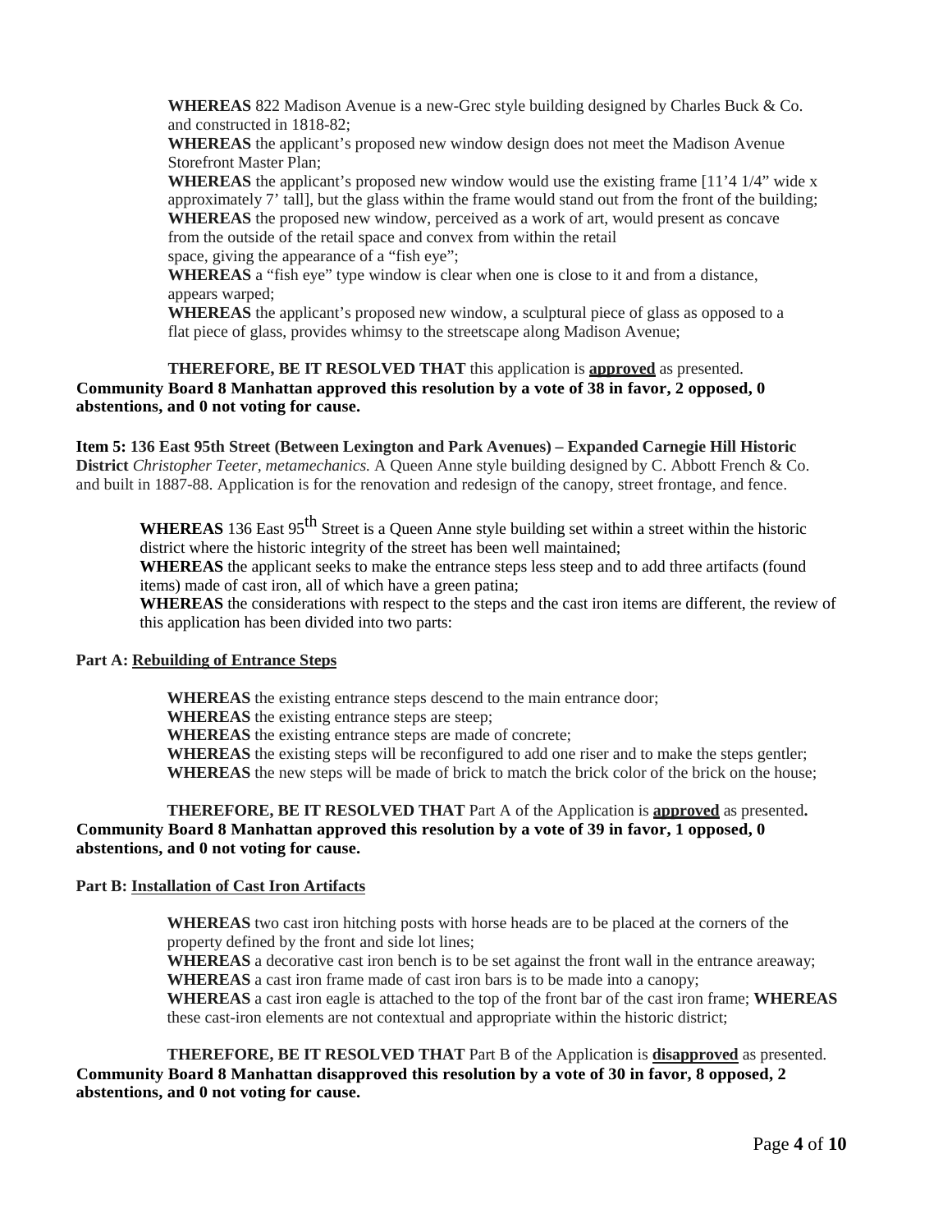**WHEREAS** 822 Madison Avenue is a new-Grec style building designed by Charles Buck & Co. and constructed in 1818-82;

**WHEREAS** the applicant's proposed new window design does not meet the Madison Avenue Storefront Master Plan;

**WHEREAS** the applicant's proposed new window would use the existing frame [11'4 1/4" wide x approximately 7' tall], but the glass within the frame would stand out from the front of the building;

**WHEREAS** the proposed new window, perceived as a work of art, would present as concave from the outside of the retail space and convex from within the retail space, giving the appearance of a "fish eye";

**WHEREAS** a "fish eye" type window is clear when one is close to it and from a distance, appears warped;

**WHEREAS** the applicant's proposed new window, a sculptural piece of glass as opposed to a flat piece of glass, provides whimsy to the streetscape along Madison Avenue;

**THEREFORE, BE IT RESOLVED THAT** this application is **approved** as presented.
**Community Board 8 Manhattan approved this resolution by a vote of 38 in favor, 2 opposed, 0 abstentions, and 0 not voting for cause.**

**Item 5: 136 East 95th Street (Between Lexington and Park Avenues) – Expanded Carnegie Hill Historic District** *Christopher Teeter, metamechanics.* A Queen Anne style building designed by C. Abbott French & Co. and built in 1887-88. Application is for the renovation and redesign of the canopy, street frontage, and fence.

**WHEREAS** 136 East 95th Street is a Queen Anne style building set within a street within the historic district where the historic integrity of the street has been well maintained;

**WHEREAS** the applicant seeks to make the entrance steps less steep and to add three artifacts (found items) made of cast iron, all of which have a green patina;

**WHEREAS** the considerations with respect to the steps and the cast iron items are different, the review of this application has been divided into two parts:

**Part A: Rebuilding of Entrance Steps**

**WHEREAS** the existing entrance steps descend to the main entrance door;

**WHEREAS** the existing entrance steps are steep;

**WHEREAS** the existing entrance steps are made of concrete;

**WHEREAS** the existing steps will be reconfigured to add one riser and to make the steps gentler;

**WHEREAS** the new steps will be made of brick to match the brick color of the brick on the house;

**THEREFORE, BE IT RESOLVED THAT** Part A of the Application is **approved** as presented**.**
**Community Board 8 Manhattan approved this resolution by a vote of 39 in favor, 1 opposed, 0 abstentions, and 0 not voting for cause.**

**Part B: Installation of Cast Iron Artifacts**

**WHEREAS** two cast iron hitching posts with horse heads are to be placed at the corners of the property defined by the front and side lot lines;

**WHEREAS** a decorative cast iron bench is to be set against the front wall in the entrance areaway;

**WHEREAS** a cast iron frame made of cast iron bars is to be made into a canopy;

**WHEREAS** a cast iron eagle is attached to the top of the front bar of the cast iron frame; **WHEREAS** these cast-iron elements are not contextual and appropriate within the historic district;

**THEREFORE, BE IT RESOLVED THAT** Part B of the Application is **disapproved** as presented.
**Community Board 8 Manhattan disapproved this resolution by a vote of 30 in favor, 8 opposed, 2 abstentions, and 0 not voting for cause.**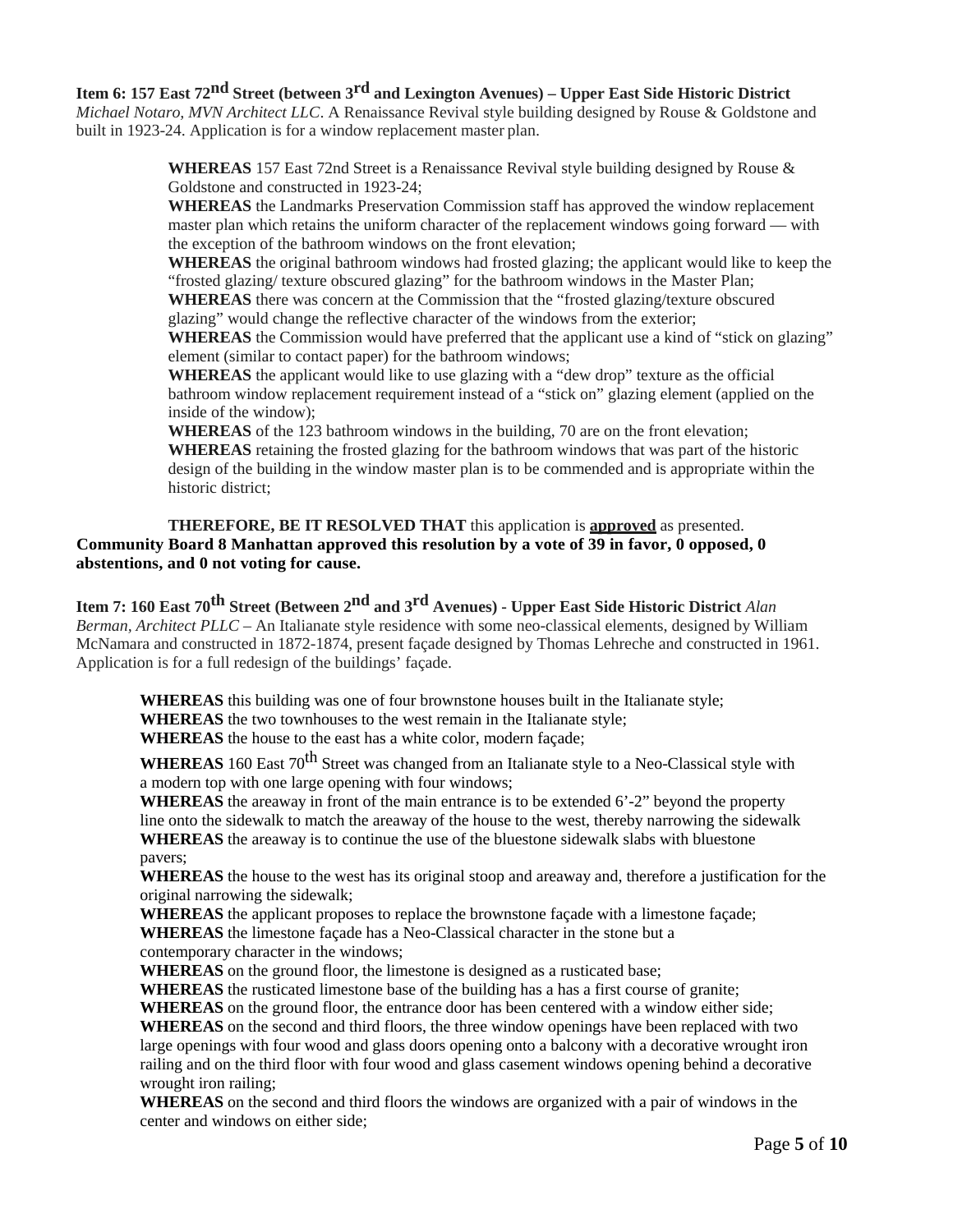**Item 6: 157 East 72nd Street (between 3rd and Lexington Avenues) – Upper East Side Historic District**
*Michael Notaro, MVN Architect LLC*. A Renaissance Revival style building designed by Rouse & Goldstone and built in 1923-24. Application is for a window replacement master plan.

**WHEREAS** 157 East 72nd Street is a Renaissance Revival style building designed by Rouse & Goldstone and constructed in 1923-24;
**WHEREAS** the Landmarks Preservation Commission staff has approved the window replacement master plan which retains the uniform character of the replacement windows going forward — with the exception of the bathroom windows on the front elevation;
**WHEREAS** the original bathroom windows had frosted glazing; the applicant would like to keep the "frosted glazing/ texture obscured glazing" for the bathroom windows in the Master Plan;
**WHEREAS** there was concern at the Commission that the "frosted glazing/texture obscured glazing" would change the reflective character of the windows from the exterior;
**WHEREAS** the Commission would have preferred that the applicant use a kind of "stick on glazing" element (similar to contact paper) for the bathroom windows;
**WHEREAS** the applicant would like to use glazing with a "dew drop" texture as the official bathroom window replacement requirement instead of a "stick on" glazing element (applied on the inside of the window);
**WHEREAS** of the 123 bathroom windows in the building, 70 are on the front elevation;
**WHEREAS** retaining the frosted glazing for the bathroom windows that was part of the historic design of the building in the window master plan is to be commended and is appropriate within the historic district;

**THEREFORE, BE IT RESOLVED THAT** this application is **approved** as presented.
**Community Board 8 Manhattan approved this resolution by a vote of 39 in favor, 0 opposed, 0 abstentions, and 0 not voting for cause.**

**Item 7: 160 East 70th Street (Between 2nd and 3rd Avenues) - Upper East Side Historic District** *Alan Berman, Architect PLLC* – An Italianate style residence with some neo-classical elements, designed by William McNamara and constructed in 1872-1874, present façade designed by Thomas Lehreche and constructed in 1961. Application is for a full redesign of the buildings' façade.

**WHEREAS** this building was one of four brownstone houses built in the Italianate style;
**WHEREAS** the two townhouses to the west remain in the Italianate style;
**WHEREAS** the house to the east has a white color, modern façade;
**WHEREAS** 160 East 70th Street was changed from an Italianate style to a Neo-Classical style with a modern top with one large opening with four windows;
**WHEREAS** the areaway in front of the main entrance is to be extended 6'-2" beyond the property line onto the sidewalk to match the areaway of the house to the west, thereby narrowing the sidewalk
**WHEREAS** the areaway is to continue the use of the bluestone sidewalk slabs with bluestone pavers;
**WHEREAS** the house to the west has its original stoop and areaway and, therefore a justification for the original narrowing the sidewalk;
**WHEREAS** the applicant proposes to replace the brownstone façade with a limestone façade;
**WHEREAS** the limestone façade has a Neo-Classical character in the stone but a contemporary character in the windows;
**WHEREAS** on the ground floor, the limestone is designed as a rusticated base;
**WHEREAS** the rusticated limestone base of the building has a has a first course of granite;
**WHEREAS** on the ground floor, the entrance door has been centered with a window either side;
**WHEREAS** on the second and third floors, the three window openings have been replaced with two large openings with four wood and glass doors opening onto a balcony with a decorative wrought iron railing and on the third floor with four wood and glass casement windows opening behind a decorative wrought iron railing;
**WHEREAS** on the second and third floors the windows are organized with a pair of windows in the center and windows on either side;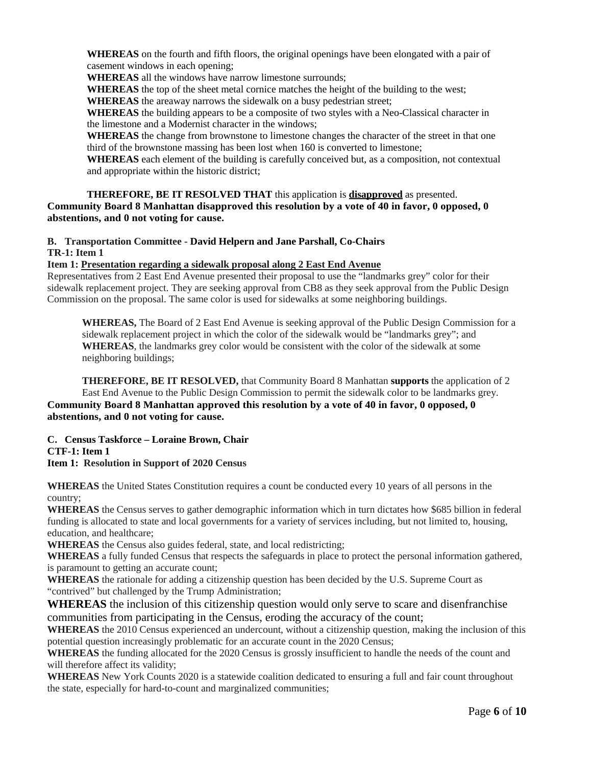**WHEREAS** on the fourth and fifth floors, the original openings have been elongated with a pair of casement windows in each opening;

**WHEREAS** all the windows have narrow limestone surrounds;

**WHEREAS** the top of the sheet metal cornice matches the height of the building to the west;

**WHEREAS** the areaway narrows the sidewalk on a busy pedestrian street;

**WHEREAS** the building appears to be a composite of two styles with a Neo-Classical character in the limestone and a Modernist character in the windows;

**WHEREAS** the change from brownstone to limestone changes the character of the street in that one third of the brownstone massing has been lost when 160 is converted to limestone;

**WHEREAS** each element of the building is carefully conceived but, as a composition, not contextual and appropriate within the historic district;

**THEREFORE, BE IT RESOLVED THAT** this application is **disapproved** as presented.

**Community Board 8 Manhattan disapproved this resolution by a vote of 40 in favor, 0 opposed, 0 abstentions, and 0 not voting for cause.**

**B. Transportation Committee - David Helpern and Jane Parshall, Co-Chairs**

**TR-1: Item 1**

**Item 1: Presentation regarding a sidewalk proposal along 2 East End Avenue**

Representatives from 2 East End Avenue presented their proposal to use the "landmarks grey" color for their sidewalk replacement project. They are seeking approval from CB8 as they seek approval from the Public Design Commission on the proposal. The same color is used for sidewalks at some neighboring buildings.

**WHEREAS,** The Board of 2 East End Avenue is seeking approval of the Public Design Commission for a sidewalk replacement project in which the color of the sidewalk would be "landmarks grey"; and

**WHEREAS**, the landmarks grey color would be consistent with the color of the sidewalk at some neighboring buildings;

**THEREFORE, BE IT RESOLVED,** that Community Board 8 Manhattan **supports** the application of 2 East End Avenue to the Public Design Commission to permit the sidewalk color to be landmarks grey.

**Community Board 8 Manhattan approved this resolution by a vote of 40 in favor, 0 opposed, 0 abstentions, and 0 not voting for cause.**

**C. Census Taskforce – Loraine Brown, Chair**

**CTF-1: Item 1**

**Item 1: Resolution in Support of 2020 Census**

**WHEREAS** the United States Constitution requires a count be conducted every 10 years of all persons in the country;

**WHEREAS** the Census serves to gather demographic information which in turn dictates how $685 billion in federal funding is allocated to state and local governments for a variety of services including, but not limited to, housing, education, and healthcare;

**WHEREAS** the Census also guides federal, state, and local redistricting;

**WHEREAS** a fully funded Census that respects the safeguards in place to protect the personal information gathered, is paramount to getting an accurate count;

**WHEREAS** the rationale for adding a citizenship question has been decided by the U.S. Supreme Court as "contrived" but challenged by the Trump Administration;

**WHEREAS** the inclusion of this citizenship question would only serve to scare and disenfranchise communities from participating in the Census, eroding the accuracy of the count;

**WHEREAS** the 2010 Census experienced an undercount, without a citizenship question, making the inclusion of this potential question increasingly problematic for an accurate count in the 2020 Census;

**WHEREAS** the funding allocated for the 2020 Census is grossly insufficient to handle the needs of the count and will therefore affect its validity;

**WHEREAS** New York Counts 2020 is a statewide coalition dedicated to ensuring a full and fair count throughout the state, especially for hard-to-count and marginalized communities;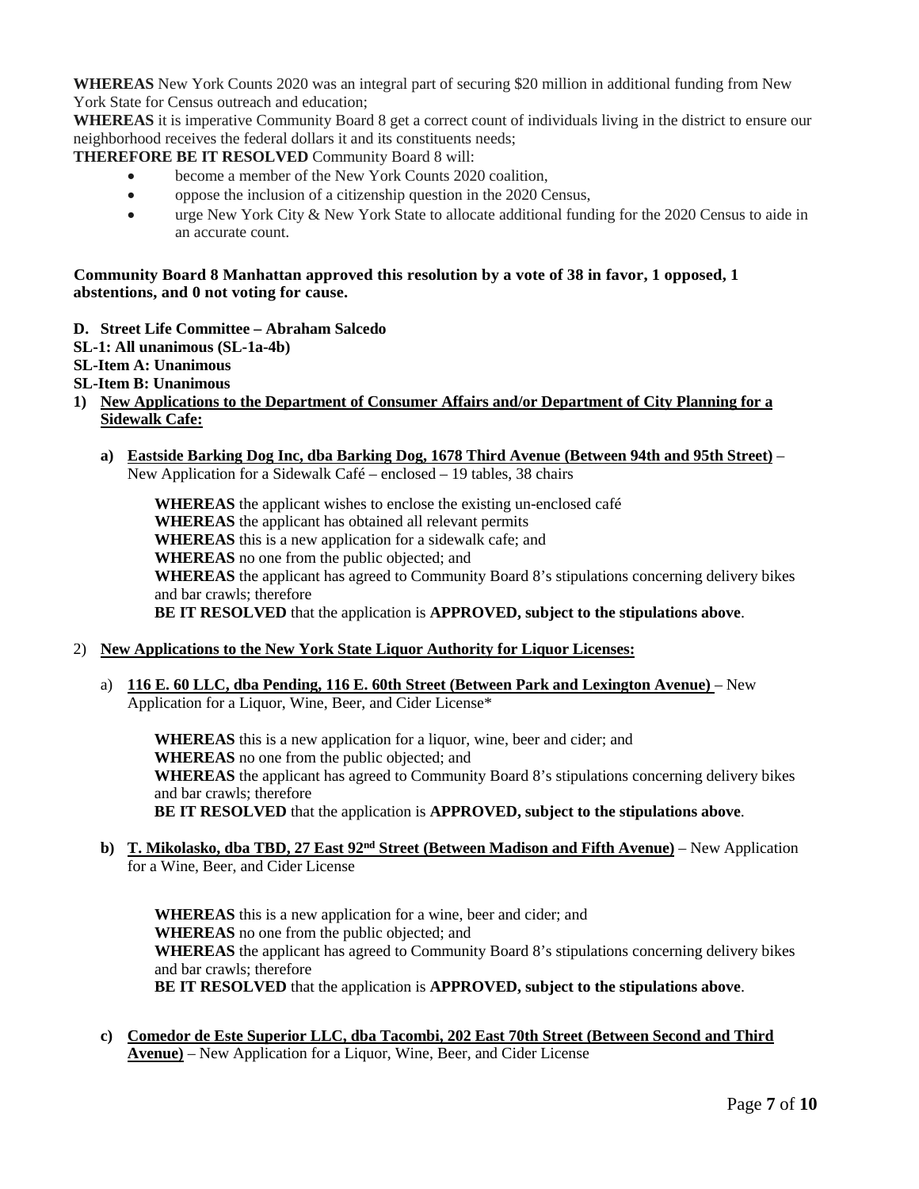**WHEREAS** New York Counts 2020 was an integral part of securing $20 million in additional funding from New York State for Census outreach and education;
**WHEREAS** it is imperative Community Board 8 get a correct count of individuals living in the district to ensure our neighborhood receives the federal dollars it and its constituents needs;
**THEREFORE BE IT RESOLVED** Community Board 8 will:

- become a member of the New York Counts 2020 coalition,
- oppose the inclusion of a citizenship question in the 2020 Census,
- urge New York City & New York State to allocate additional funding for the 2020 Census to aide in an accurate count.

**Community Board 8 Manhattan approved this resolution by a vote of 38 in favor, 1 opposed, 1 abstentions, and 0 not voting for cause.**

**D. Street Life Committee – Abraham Salcedo**
**SL-1: All unanimous (SL-1a-4b)**
**SL-Item A: Unanimous**
**SL-Item B: Unanimous**

1) **New Applications to the Department of Consumer Affairs and/or Department of City Planning for a Sidewalk Cafe:**

   a) **Eastside Barking Dog Inc, dba Barking Dog, 1678 Third Avenue (Between 94th and 95th Street)** – New Application for a Sidewalk Café – enclosed – 19 tables, 38 chairs

      **WHEREAS** the applicant wishes to enclose the existing un-enclosed café
      **WHEREAS** the applicant has obtained all relevant permits
      **WHEREAS** this is a new application for a sidewalk cafe; and
      **WHEREAS** no one from the public objected; and
      **WHEREAS** the applicant has agreed to Community Board 8's stipulations concerning delivery bikes and bar crawls; therefore
      **BE IT RESOLVED** that the application is **APPROVED, subject to the stipulations above**.

2) **New Applications to the New York State Liquor Authority for Liquor Licenses:**

   a) **116 E. 60 LLC, dba Pending, 116 E. 60th Street (Between Park and Lexington Avenue)** – New Application for a Liquor, Wine, Beer, and Cider License*

      **WHEREAS** this is a new application for a liquor, wine, beer and cider; and
      **WHEREAS** no one from the public objected; and
      **WHEREAS** the applicant has agreed to Community Board 8's stipulations concerning delivery bikes and bar crawls; therefore
      **BE IT RESOLVED** that the application is **APPROVED, subject to the stipulations above**.

   b) **T. Mikolasko, dba TBD, 27 East 92nd Street (Between Madison and Fifth Avenue)** – New Application for a Wine, Beer, and Cider License

      **WHEREAS** this is a new application for a wine, beer and cider; and
      **WHEREAS** no one from the public objected; and
      **WHEREAS** the applicant has agreed to Community Board 8's stipulations concerning delivery bikes and bar crawls; therefore
      **BE IT RESOLVED** that the application is **APPROVED, subject to the stipulations above**.

   c) **Comedor de Este Superior LLC, dba Tacombi, 202 East 70th Street (Between Second and Third Avenue)** – New Application for a Liquor, Wine, Beer, and Cider License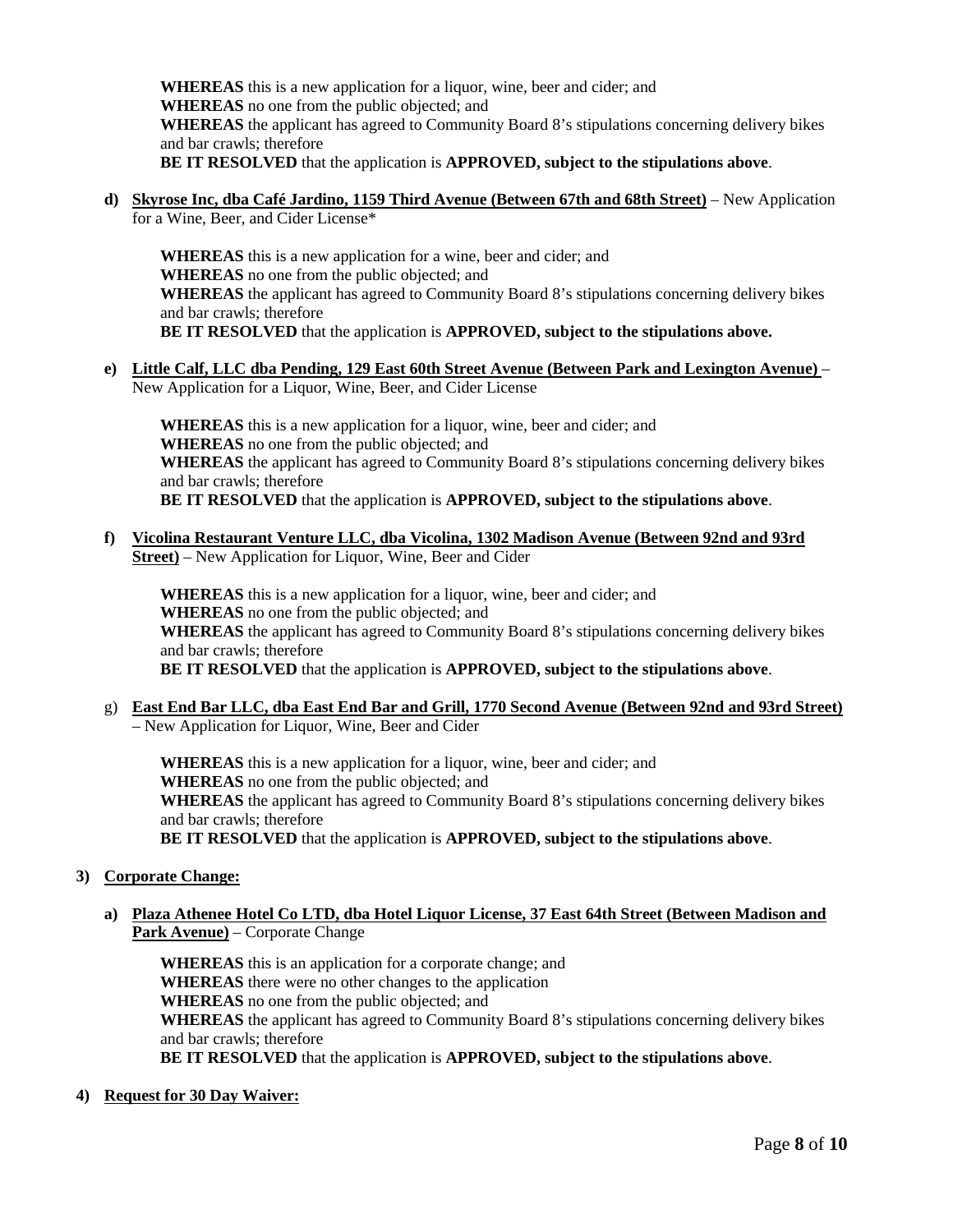**WHEREAS** this is a new application for a liquor, wine, beer and cider; and
**WHEREAS** no one from the public objected; and
**WHEREAS** the applicant has agreed to Community Board 8's stipulations concerning delivery bikes and bar crawls; therefore
**BE IT RESOLVED** that the application is **APPROVED, subject to the stipulations above**.

**d) <u>Skyrose Inc, dba Café Jardino, 1159 Third Avenue (Between 67th and 68th Street)</u>** – New Application for a Wine, Beer, and Cider License*

**WHEREAS** this is a new application for a wine, beer and cider; and
**WHEREAS** no one from the public objected; and
**WHEREAS** the applicant has agreed to Community Board 8's stipulations concerning delivery bikes and bar crawls; therefore
**BE IT RESOLVED** that the application is **APPROVED, subject to the stipulations above.**

**e) <u>Little Calf, LLC dba Pending, 129 East 60th Street Avenue (Between Park and Lexington Avenue)</u>** – New Application for a Liquor, Wine, Beer, and Cider License

**WHEREAS** this is a new application for a liquor, wine, beer and cider; and
**WHEREAS** no one from the public objected; and
**WHEREAS** the applicant has agreed to Community Board 8's stipulations concerning delivery bikes and bar crawls; therefore
**BE IT RESOLVED** that the application is **APPROVED, subject to the stipulations above**.

**f) <u>Vicolina Restaurant Venture LLC, dba Vicolina, 1302 Madison Avenue (Between 92nd and 93rd Street)</u>** – New Application for Liquor, Wine, Beer and Cider

**WHEREAS** this is a new application for a liquor, wine, beer and cider; and
**WHEREAS** no one from the public objected; and
**WHEREAS** the applicant has agreed to Community Board 8's stipulations concerning delivery bikes and bar crawls; therefore
**BE IT RESOLVED** that the application is **APPROVED, subject to the stipulations above**.

g) **<u>East End Bar LLC, dba East End Bar and Grill, 1770 Second Avenue (Between 92nd and 93rd Street)</u>** – New Application for Liquor, Wine, Beer and Cider

**WHEREAS** this is a new application for a liquor, wine, beer and cider; and
**WHEREAS** no one from the public objected; and
**WHEREAS** the applicant has agreed to Community Board 8's stipulations concerning delivery bikes and bar crawls; therefore
**BE IT RESOLVED** that the application is **APPROVED, subject to the stipulations above**.

**3) <u>Corporate Change:</u>**

**a) <u>Plaza Athenee Hotel Co LTD, dba Hotel Liquor License, 37 East 64th Street (Between Madison and Park Avenue)</u>** – Corporate Change

**WHEREAS** this is an application for a corporate change; and
**WHEREAS** there were no other changes to the application
**WHEREAS** no one from the public objected; and
**WHEREAS** the applicant has agreed to Community Board 8's stipulations concerning delivery bikes and bar crawls; therefore
**BE IT RESOLVED** that the application is **APPROVED, subject to the stipulations above**.

**4) <u>Request for 30 Day Waiver:</u>**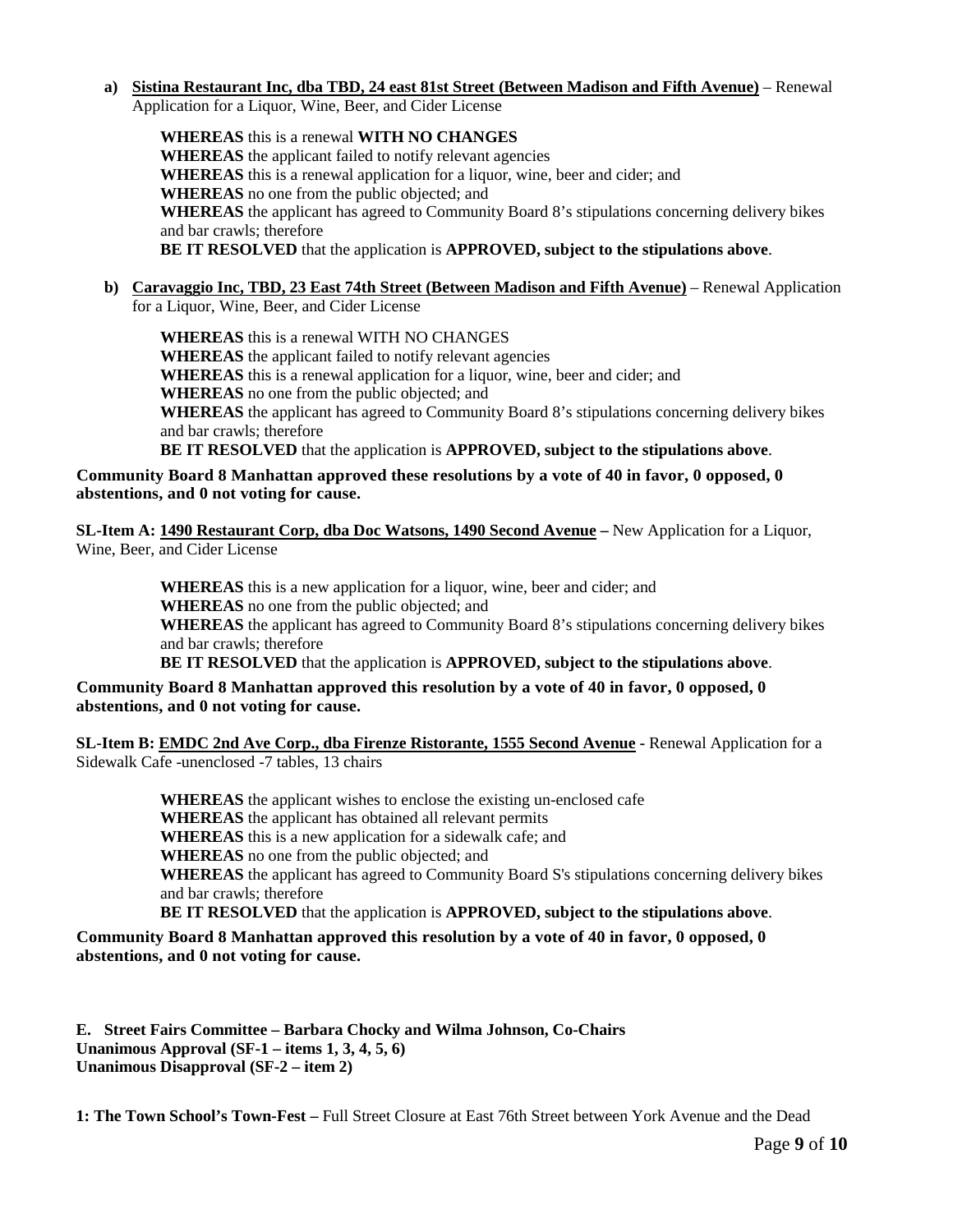a) **Sistina Restaurant Inc, dba TBD, 24 east 81st Street (Between Madison and Fifth Avenue)** – Renewal Application for a Liquor, Wine, Beer, and Cider License

**WHEREAS** this is a renewal **WITH NO CHANGES**
**WHEREAS** the applicant failed to notify relevant agencies
**WHEREAS** this is a renewal application for a liquor, wine, beer and cider; and
**WHEREAS** no one from the public objected; and
**WHEREAS** the applicant has agreed to Community Board 8's stipulations concerning delivery bikes and bar crawls; therefore
**BE IT RESOLVED** that the application is **APPROVED, subject to the stipulations above**.

b) **Caravaggio Inc, TBD, 23 East 74th Street (Between Madison and Fifth Avenue)** – Renewal Application for a Liquor, Wine, Beer, and Cider License

**WHEREAS** this is a renewal WITH NO CHANGES
**WHEREAS** the applicant failed to notify relevant agencies
**WHEREAS** this is a renewal application for a liquor, wine, beer and cider; and
**WHEREAS** no one from the public objected; and
**WHEREAS** the applicant has agreed to Community Board 8's stipulations concerning delivery bikes and bar crawls; therefore
**BE IT RESOLVED** that the application is **APPROVED, subject to the stipulations above**.

**Community Board 8 Manhattan approved these resolutions by a vote of 40 in favor, 0 opposed, 0 abstentions, and 0 not voting for cause.**

**SL-Item A: 1490 Restaurant Corp, dba Doc Watsons, 1490 Second Avenue –** New Application for a Liquor, Wine, Beer, and Cider License

**WHEREAS** this is a new application for a liquor, wine, beer and cider; and
**WHEREAS** no one from the public objected; and
**WHEREAS** the applicant has agreed to Community Board 8's stipulations concerning delivery bikes and bar crawls; therefore
**BE IT RESOLVED** that the application is **APPROVED, subject to the stipulations above**.

**Community Board 8 Manhattan approved this resolution by a vote of 40 in favor, 0 opposed, 0 abstentions, and 0 not voting for cause.**

**SL-Item B: EMDC 2nd Ave Corp., dba Firenze Ristorante, 1555 Second Avenue -** Renewal Application for a Sidewalk Cafe -unenclosed -7 tables, 13 chairs

**WHEREAS** the applicant wishes to enclose the existing un-enclosed cafe
**WHEREAS** the applicant has obtained all relevant permits
**WHEREAS** this is a new application for a sidewalk cafe; and
**WHEREAS** no one from the public objected; and
**WHEREAS** the applicant has agreed to Community Board S's stipulations concerning delivery bikes and bar crawls; therefore
**BE IT RESOLVED** that the application is **APPROVED, subject to the stipulations above**.

**Community Board 8 Manhattan approved this resolution by a vote of 40 in favor, 0 opposed, 0 abstentions, and 0 not voting for cause.**

**E. Street Fairs Committee – Barbara Chocky and Wilma Johnson, Co-Chairs**
**Unanimous Approval (SF-1 – items 1, 3, 4, 5, 6)**
**Unanimous Disapproval (SF-2 – item 2)**

**1: The Town School's Town-Fest –** Full Street Closure at East 76th Street between York Avenue and the Dead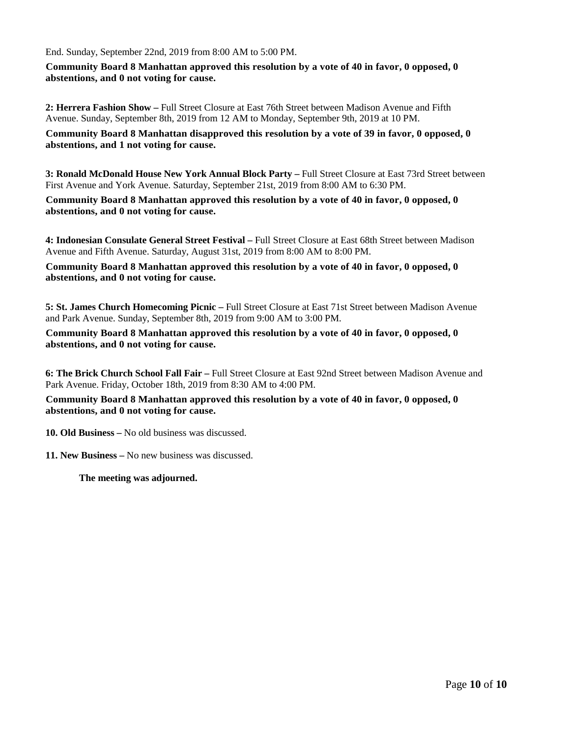End. Sunday, September 22nd, 2019 from 8:00 AM to 5:00 PM.

**Community Board 8 Manhattan approved this resolution by a vote of 40 in favor, 0 opposed, 0 abstentions, and 0 not voting for cause.**

**2: Herrera Fashion Show –** Full Street Closure at East 76th Street between Madison Avenue and Fifth Avenue. Sunday, September 8th, 2019 from 12 AM to Monday, September 9th, 2019 at 10 PM.

**Community Board 8 Manhattan disapproved this resolution by a vote of 39 in favor, 0 opposed, 0 abstentions, and 1 not voting for cause.**

**3: Ronald McDonald House New York Annual Block Party –** Full Street Closure at East 73rd Street between First Avenue and York Avenue. Saturday, September 21st, 2019 from 8:00 AM to 6:30 PM.

**Community Board 8 Manhattan approved this resolution by a vote of 40 in favor, 0 opposed, 0 abstentions, and 0 not voting for cause.**

**4: Indonesian Consulate General Street Festival –** Full Street Closure at East 68th Street between Madison Avenue and Fifth Avenue. Saturday, August 31st, 2019 from 8:00 AM to 8:00 PM.

**Community Board 8 Manhattan approved this resolution by a vote of 40 in favor, 0 opposed, 0 abstentions, and 0 not voting for cause.**

**5: St. James Church Homecoming Picnic –** Full Street Closure at East 71st Street between Madison Avenue and Park Avenue. Sunday, September 8th, 2019 from 9:00 AM to 3:00 PM.

**Community Board 8 Manhattan approved this resolution by a vote of 40 in favor, 0 opposed, 0 abstentions, and 0 not voting for cause.**

**6: The Brick Church School Fall Fair –** Full Street Closure at East 92nd Street between Madison Avenue and Park Avenue. Friday, October 18th, 2019 from 8:30 AM to 4:00 PM.

**Community Board 8 Manhattan approved this resolution by a vote of 40 in favor, 0 opposed, 0 abstentions, and 0 not voting for cause.**

**10. Old Business –** No old business was discussed.

**11. New Business –** No new business was discussed.

**The meeting was adjourned.**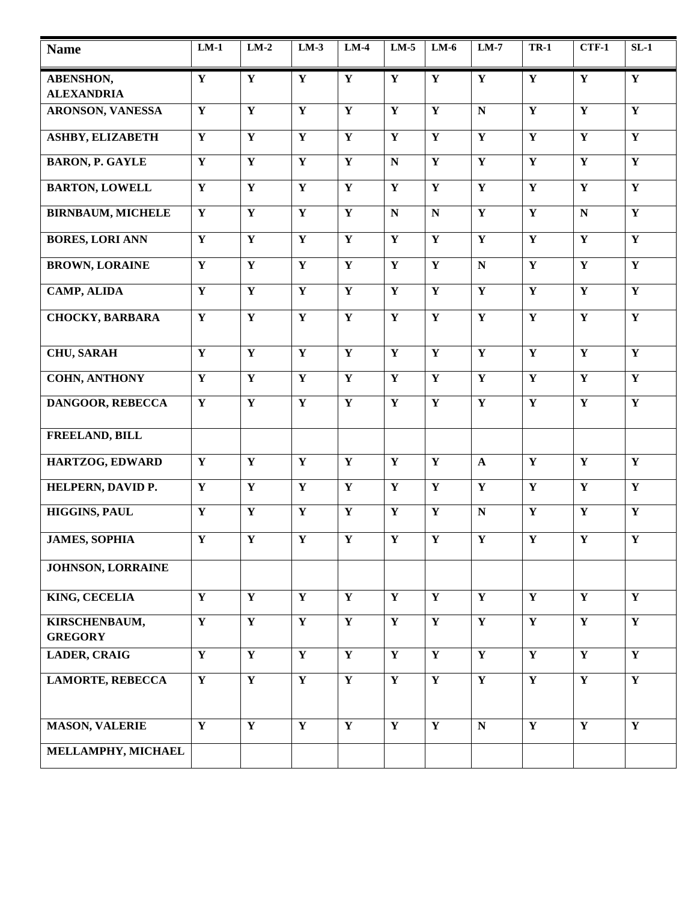| Name | LM-1 | LM-2 | LM-3 | LM-4 | LM-5 | LM-6 | LM-7 | TR-1 | CTF-1 | SL-1 |
|---|---|---|---|---|---|---|---|---|---|---|
| ABENSHON, ALEXANDRIA | Y | Y | Y | Y | Y | Y | Y | Y | Y | Y |
| ARONSON, VANESSA | Y | Y | Y | Y | Y | Y | N | Y | Y | Y |
| ASHBY, ELIZABETH | Y | Y | Y | Y | Y | Y | Y | Y | Y | Y |
| BARON, P. GAYLE | Y | Y | Y | Y | N | Y | Y | Y | Y | Y |
| BARTON, LOWELL | Y | Y | Y | Y | Y | Y | Y | Y | Y | Y |
| BIRNBAUM, MICHELE | Y | Y | Y | Y | N | N | Y | Y | N | Y |
| BORES, LORI ANN | Y | Y | Y | Y | Y | Y | Y | Y | Y | Y |
| BROWN, LORAINE | Y | Y | Y | Y | Y | Y | N | Y | Y | Y |
| CAMP, ALIDA | Y | Y | Y | Y | Y | Y | Y | Y | Y | Y |
| CHOCKY, BARBARA | Y | Y | Y | Y | Y | Y | Y | Y | Y | Y |
| CHU, SARAH | Y | Y | Y | Y | Y | Y | Y | Y | Y | Y |
| COHN, ANTHONY | Y | Y | Y | Y | Y | Y | Y | Y | Y | Y |
| DANGOOR, REBECCA | Y | Y | Y | Y | Y | Y | Y | Y | Y | Y |
| FREELAND, BILL | | | | | | | | | | |
| HARTZOG, EDWARD | Y | Y | Y | Y | Y | Y | A | Y | Y | Y |
| HELPERN, DAVID P. | Y | Y | Y | Y | Y | Y | Y | Y | Y | Y |
| HIGGINS, PAUL | Y | Y | Y | Y | Y | Y | N | Y | Y | Y |
| JAMES, SOPHIA | Y | Y | Y | Y | Y | Y | Y | Y | Y | Y |
| JOHNSON, LORRAINE | | | | | | | | | | |
| KING, CECELIA | Y | Y | Y | Y | Y | Y | Y | Y | Y | Y |
| KIRSCHENBAUM, GREGORY | Y | Y | Y | Y | Y | Y | Y | Y | Y | Y |
| LADER, CRAIG | Y | Y | Y | Y | Y | Y | Y | Y | Y | Y |
| LAMORTE, REBECCA | Y | Y | Y | Y | Y | Y | Y | Y | Y | Y |
| MASON, VALERIE | Y | Y | Y | Y | Y | Y | N | Y | Y | Y |
| MELLAMPHY, MICHAEL | | | | | | | | | | |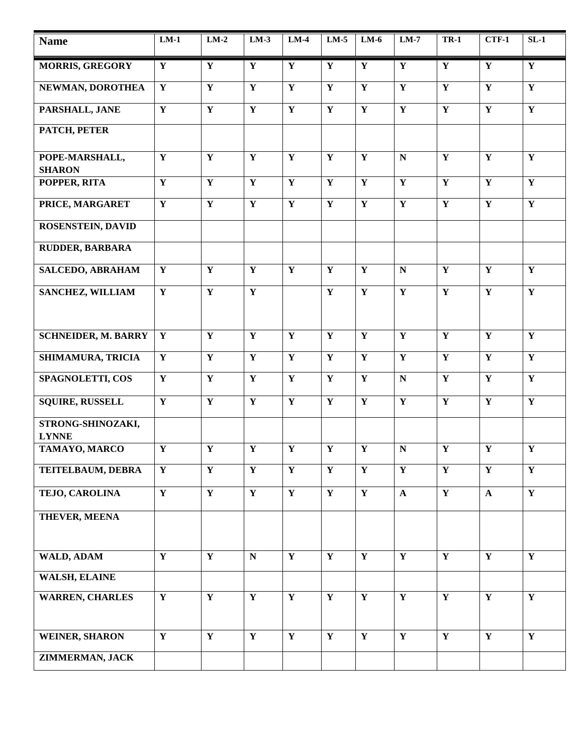| Name | LM-1 | LM-2 | LM-3 | LM-4 | LM-5 | LM-6 | LM-7 | TR-1 | CTF-1 | SL-1 |
|---|---|---|---|---|---|---|---|---|---|---|
| **MORRIS, GREGORY** | **Y** | **Y** | **Y** | **Y** | **Y** | **Y** | **Y** | **Y** | **Y** | **Y** |
| **NEWMAN, DOROTHEA** | **Y** | **Y** | **Y** | **Y** | **Y** | **Y** | **Y** | **Y** | **Y** | **Y** |
| **PARSHALL, JANE** | **Y** | **Y** | **Y** | **Y** | **Y** | **Y** | **Y** | **Y** | **Y** | **Y** |
| **PATCH, PETER** | | | | | | | | | | |
| **POPE-MARSHALL, SHARON** | **Y** | **Y** | **Y** | **Y** | **Y** | **Y** | **N** | **Y** | **Y** | **Y** |
| **POPPER, RITA** | **Y** | **Y** | **Y** | **Y** | **Y** | **Y** | **Y** | **Y** | **Y** | **Y** |
| **PRICE, MARGARET** | **Y** | **Y** | **Y** | **Y** | **Y** | **Y** | **Y** | **Y** | **Y** | **Y** |
| **ROSENSTEIN, DAVID** | | | | | | | | | | |
| **RUDDER, BARBARA** | | | | | | | | | | |
| **SALCEDO, ABRAHAM** | **Y** | **Y** | **Y** | **Y** | **Y** | **Y** | **N** | **Y** | **Y** | **Y** |
| **SANCHEZ, WILLIAM** | **Y** | **Y** | **Y** | | **Y** | **Y** | **Y** | **Y** | **Y** | **Y** |
| **SCHNEIDER, M. BARRY** | **Y** | **Y** | **Y** | **Y** | **Y** | **Y** | **Y** | **Y** | **Y** | **Y** |
| **SHIMAMURA, TRICIA** | **Y** | **Y** | **Y** | **Y** | **Y** | **Y** | **Y** | **Y** | **Y** | **Y** |
| **SPAGNOLETTI, COS** | **Y** | **Y** | **Y** | **Y** | **Y** | **Y** | **N** | **Y** | **Y** | **Y** |
| **SQUIRE, RUSSELL** | **Y** | **Y** | **Y** | **Y** | **Y** | **Y** | **Y** | **Y** | **Y** | **Y** |
| **STRONG-SHINOZAKI, LYNNE** | | | | | | | | | | |
| **TAMAYO, MARCO** | **Y** | **Y** | **Y** | **Y** | **Y** | **Y** | **N** | **Y** | **Y** | **Y** |
| **TEITELBAUM, DEBRA** | **Y** | **Y** | **Y** | **Y** | **Y** | **Y** | **Y** | **Y** | **Y** | **Y** |
| **TEJO, CAROLINA** | **Y** | **Y** | **Y** | **Y** | **Y** | **Y** | **A** | **Y** | **A** | **Y** |
| **THEVER, MEENA** | | | | | | | | | | |
| **WALD, ADAM** | **Y** | **Y** | **N** | **Y** | **Y** | **Y** | **Y** | **Y** | **Y** | **Y** |
| **WALSH, ELAINE** | | | | | | | | | | |
| **WARREN, CHARLES** | **Y** | **Y** | **Y** | **Y** | **Y** | **Y** | **Y** | **Y** | **Y** | **Y** |
| **WEINER, SHARON** | **Y** | **Y** | **Y** | **Y** | **Y** | **Y** | **Y** | **Y** | **Y** | **Y** |
| **ZIMMERMAN, JACK** | | | | | | | | | | |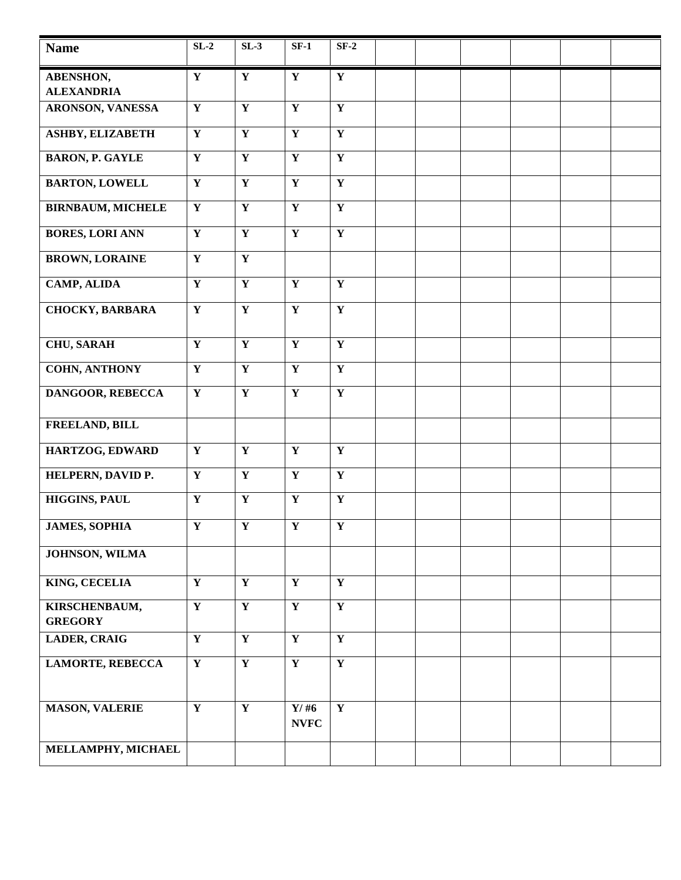| Name | SL-2 | SL-3 | SF-1 | SF-2 | | | | | | |
|---|---|---|---|---|---|---|---|---|---|---|
| ABENSHON, ALEXANDRIA | Y | Y | Y | Y | | | | | | |
| ARONSON, VANESSA | Y | Y | Y | Y | | | | | | |
| ASHBY, ELIZABETH | Y | Y | Y | Y | | | | | | |
| BARON, P. GAYLE | Y | Y | Y | Y | | | | | | |
| BARTON, LOWELL | Y | Y | Y | Y | | | | | | |
| BIRNBAUM, MICHELE | Y | Y | Y | Y | | | | | | |
| BORES, LORI ANN | Y | Y | Y | Y | | | | | | |
| BROWN, LORAINE | Y | Y | | | | | | | | |
| CAMP, ALIDA | Y | Y | Y | Y | | | | | | |
| CHOCKY, BARBARA | Y | Y | Y | Y | | | | | | |
| CHU, SARAH | Y | Y | Y | Y | | | | | | |
| COHN, ANTHONY | Y | Y | Y | Y | | | | | | |
| DANGOOR, REBECCA | Y | Y | Y | Y | | | | | | |
| FREELAND, BILL | | | | | | | | | | |
| HARTZOG, EDWARD | Y | Y | Y | Y | | | | | | |
| HELPERN, DAVID P. | Y | Y | Y | Y | | | | | | |
| HIGGINS, PAUL | Y | Y | Y | Y | | | | | | |
| JAMES, SOPHIA | Y | Y | Y | Y | | | | | | |
| JOHNSON, WILMA | | | | | | | | | | |
| KING, CECELIA | Y | Y | Y | Y | | | | | | |
| KIRSCHENBAUM, GREGORY | Y | Y | Y | Y | | | | | | |
| LADER, CRAIG | Y | Y | Y | Y | | | | | | |
| LAMORTE, REBECCA | Y | Y | Y | Y | | | | | | |
| MASON, VALERIE | Y | Y | Y/ #6 NVFC | Y | | | | | | |
| MELLAMPHY, MICHAEL | | | | | | | | | | |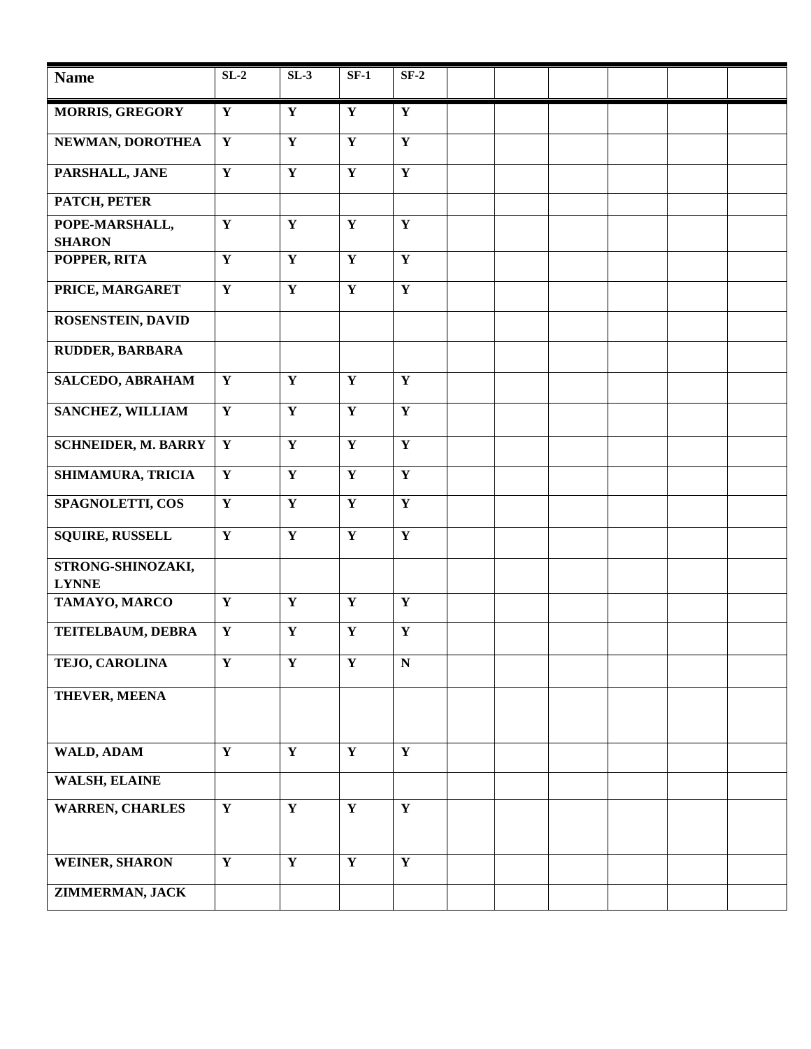| Name | SL-2 | SL-3 | SF-1 | SF-2 | | | | | | |
|---|---|---|---|---|---|---|---|---|---|---|
| **MORRIS, GREGORY** | **Y** | **Y** | **Y** | **Y** | | | | | | |
| **NEWMAN, DOROTHEA** | **Y** | **Y** | **Y** | **Y** | | | | | | |
| **PARSHALL, JANE** | **Y** | **Y** | **Y** | **Y** | | | | | | |
| **PATCH, PETER** | | | | | | | | | | |
| **POPE-MARSHALL, SHARON** | **Y** | **Y** | **Y** | **Y** | | | | | | |
| **POPPER, RITA** | **Y** | **Y** | **Y** | **Y** | | | | | | |
| **PRICE, MARGARET** | **Y** | **Y** | **Y** | **Y** | | | | | | |
| **ROSENSTEIN, DAVID** | | | | | | | | | | |
| **RUDDER, BARBARA** | | | | | | | | | | |
| **SALCEDO, ABRAHAM** | **Y** | **Y** | **Y** | **Y** | | | | | | |
| **SANCHEZ, WILLIAM** | **Y** | **Y** | **Y** | **Y** | | | | | | |
| **SCHNEIDER, M. BARRY** | **Y** | **Y** | **Y** | **Y** | | | | | | |
| **SHIMAMURA, TRICIA** | **Y** | **Y** | **Y** | **Y** | | | | | | |
| **SPAGNOLETTI, COS** | **Y** | **Y** | **Y** | **Y** | | | | | | |
| **SQUIRE, RUSSELL** | **Y** | **Y** | **Y** | **Y** | | | | | | |
| **STRONG-SHINOZAKI, LYNNE** | | | | | | | | | | |
| **TAMAYO, MARCO** | **Y** | **Y** | **Y** | **Y** | | | | | | |
| **TEITELBAUM, DEBRA** | **Y** | **Y** | **Y** | **Y** | | | | | | |
| **TEJO, CAROLINA** | **Y** | **Y** | **Y** | **N** | | | | | | |
| **THEVER, MEENA** | | | | | | | | | | |
| **WALD, ADAM** | **Y** | **Y** | **Y** | **Y** | | | | | | |
| **WALSH, ELAINE** | | | | | | | | | | |
| **WARREN, CHARLES** | **Y** | **Y** | **Y** | **Y** | | | | | | |
| **WEINER, SHARON** | **Y** | **Y** | **Y** | **Y** | | | | | | |
| **ZIMMERMAN, JACK** | | | | | | | | | | |